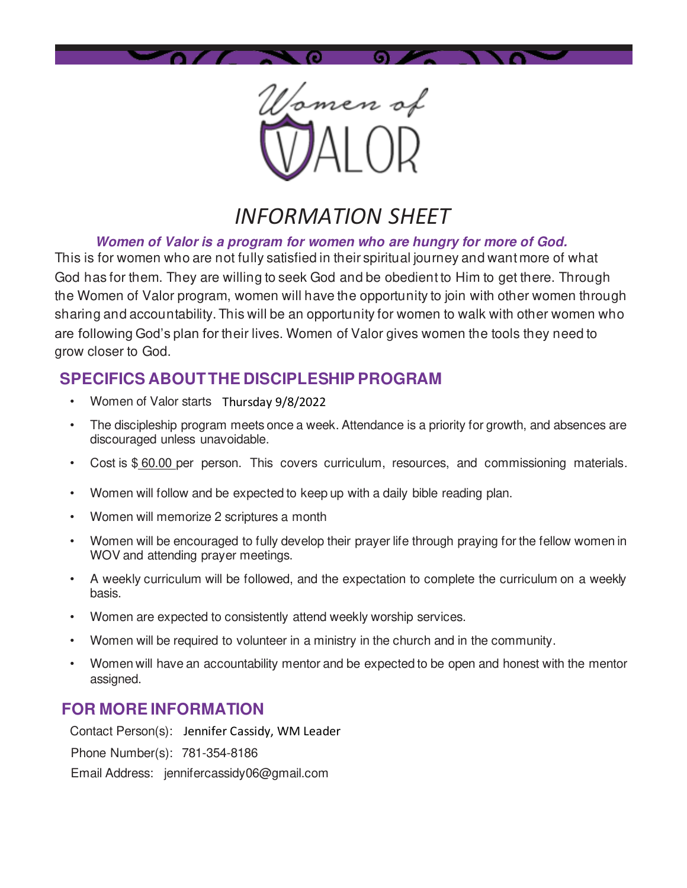# Women of VALOR

## INFORMATION SHEET

***Women of Valor is a program for women who are hungry for more of God.***

This is for women who are not fully satisfied in their spiritual journey and want more of what God has for them. They are willing to seek God and be obedient to Him to get there. Through the Women of Valor program, women will have the opportunity to join with other women through sharing and accountability. This will be an opportunity for women to walk with other women who are following God's plan for their lives. Women of Valor gives women the tools they need to grow closer to God.

## SPECIFICS ABOUT THE DISCIPLESHIP PROGRAM

- Women of Valor starts Thursday 9/8/2022
- The discipleship program meets once a week. Attendance is a priority for growth, and absences are discouraged unless unavoidable.
- Cost is $ 60.00 per person. This covers curriculum, resources, and commissioning materials.
- Women will follow and be expected to keep up with a daily bible reading plan.
- Women will memorize 2 scriptures a month
- Women will be encouraged to fully develop their prayer life through praying for the fellow women in WOV and attending prayer meetings.
- A weekly curriculum will be followed, and the expectation to complete the curriculum on a weekly basis.
- Women are expected to consistently attend weekly worship services.
- Women will be required to volunteer in a ministry in the church and in the community.
- Women will have an accountability mentor and be expected to be open and honest with the mentor assigned.

## FOR MORE INFORMATION

Contact Person(s): Jennifer Cassidy, WM Leader

Phone Number(s): 781-354-8186

Email Address: jennifercassidy06@gmail.com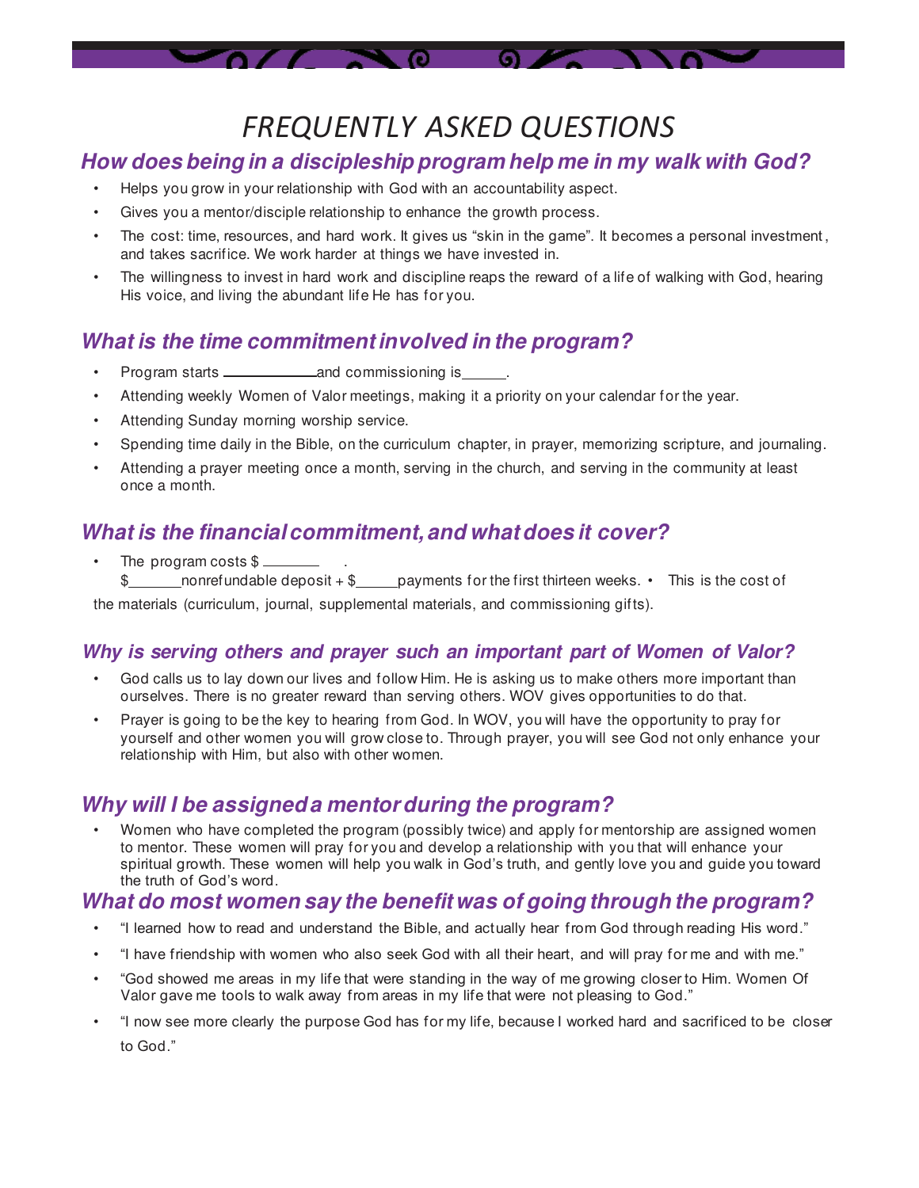# FREQUENTLY ASKED QUESTIONS

## How does being in a discipleship program help me in my walk with God?

- Helps you grow in your relationship with God with an accountability aspect.
- Gives you a mentor/disciple relationship to enhance the growth process.
- The cost: time, resources, and hard work. It gives us "skin in the game". It becomes a personal investment, and takes sacrifice. We work harder at things we have invested in.
- The willingness to invest in hard work and discipline reaps the reward of a life of walking with God, hearing His voice, and living the abundant life He has for you.

## What is the time commitment involved in the program?

- Program starts ___________ and commissioning is _____.
- Attending weekly Women of Valor meetings, making it a priority on your calendar for the year.
- Attending Sunday morning worship service.
- Spending time daily in the Bible, on the curriculum chapter, in prayer, memorizing scripture, and journaling.
- Attending a prayer meeting once a month, serving in the church, and serving in the community at least once a month.

## What is the financial commitment, and what does it cover?

- The program costs $ _______ .
  $______ nonrefundable deposit + $_____ payments for the first thirteen weeks. • This is the cost of the materials (curriculum, journal, supplemental materials, and commissioning gifts).

## Why is serving others and prayer such an important part of Women of Valor?

- God calls us to lay down our lives and follow Him. He is asking us to make others more important than ourselves. There is no greater reward than serving others. WOV gives opportunities to do that.
- Prayer is going to be the key to hearing from God. In WOV, you will have the opportunity to pray for yourself and other women you will grow close to. Through prayer, you will see God not only enhance your relationship with Him, but also with other women.

## Why will I be assigned a mentor during the program?

- Women who have completed the program (possibly twice) and apply for mentorship are assigned women to mentor. These women will pray for you and develop a relationship with you that will enhance your spiritual growth. These women will help you walk in God's truth, and gently love you and guide you toward the truth of God's word.

## What do most women say the benefit was of going through the program?

- "I learned how to read and understand the Bible, and actually hear from God through reading His word."
- "I have friendship with women who also seek God with all their heart, and will pray for me and with me."
- "God showed me areas in my life that were standing in the way of me growing closer to Him. Women Of Valor gave me tools to walk away from areas in my life that were not pleasing to God."
- "I now see more clearly the purpose God has for my life, because I worked hard and sacrificed to be closer to God."